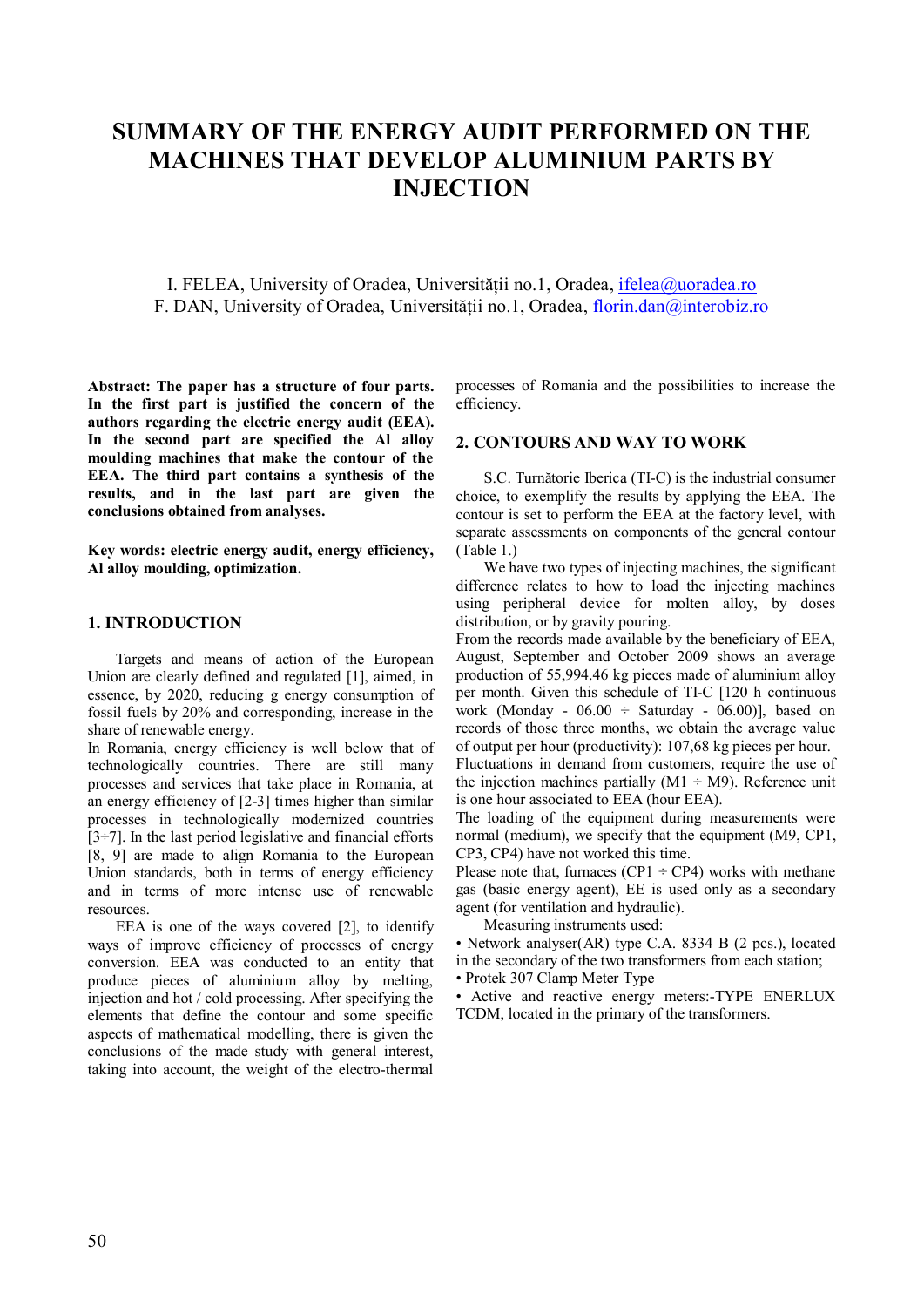# SUMMARY OF THE ENERGY AUDIT PERFORMED ON THE MACHINES THAT DEVELOP ALUMINIUM PARTS BY INJECTION

I. FELEA, University of Oradea, Universității no.1, Oradea, ifelea@uoradea.ro
F. DAN, University of Oradea, Universității no.1, Oradea, florin.dan@interobiz.ro

**Abstract: The paper has a structure of four parts. In the first part is justified the concern of the authors regarding the electric energy audit (EEA). In the second part are specified the Al alloy moulding machines that make the contour of the EEA. The third part contains a synthesis of the results, and in the last part are given the conclusions obtained from analyses.**

**Key words: electric energy audit, energy efficiency, Al alloy moulding, optimization.**

## 1. INTRODUCTION

Targets and means of action of the European Union are clearly defined and regulated [1], aimed, in essence, by 2020, reducing g energy consumption of fossil fuels by 20% and corresponding, increase in the share of renewable energy.

In Romania, energy efficiency is well below that of technologically countries. There are still many processes and services that take place in Romania, at an energy efficiency of [2-3] times higher than similar processes in technologically modernized countries [3÷7]. In the last period legislative and financial efforts [8, 9] are made to align Romania to the European Union standards, both in terms of energy efficiency and in terms of more intense use of renewable resources.

EEA is one of the ways covered [2], to identify ways of improve efficiency of processes of energy conversion. EEA was conducted to an entity that produce pieces of aluminium alloy by melting, injection and hot / cold processing. After specifying the elements that define the contour and some specific aspects of mathematical modelling, there is given the conclusions of the made study with general interest, taking into account, the weight of the electro-thermal processes of Romania and the possibilities to increase the efficiency.

## 2. CONTOURS AND WAY TO WORK

S.C. Turnătorie Iberica (TI-C) is the industrial consumer choice, to exemplify the results by applying the EEA. The contour is set to perform the EEA at the factory level, with separate assessments on components of the general contour (Table 1.)

We have two types of injecting machines, the significant difference relates to how to load the injecting machines using peripheral device for molten alloy, by doses distribution, or by gravity pouring.

From the records made available by the beneficiary of EEA, August, September and October 2009 shows an average production of 55,994.46 kg pieces made of aluminium alloy per month. Given this schedule of TI-C [120 h continuous work (Monday - 06.00 ÷ Saturday - 06.00)], based on records of those three months, we obtain the average value of output per hour (productivity): 107,68 kg pieces per hour.

Fluctuations in demand from customers, require the use of the injection machines partially (M1 ÷ M9). Reference unit is one hour associated to EEA (hour EEA).

The loading of the equipment during measurements were normal (medium), we specify that the equipment (M9, CP1, CP3, CP4) have not worked this time.

Please note that, furnaces (CP1 ÷ CP4) works with methane gas (basic energy agent), EE is used only as a secondary agent (for ventilation and hydraulic).

Measuring instruments used:

- Network analyser(AR) type C.A. 8334 B (2 pcs.), located in the secondary of the two transformers from each station;
- Protek 307 Clamp Meter Type
- Active and reactive energy meters:-TYPE ENERLUX TCDM, located in the primary of the transformers.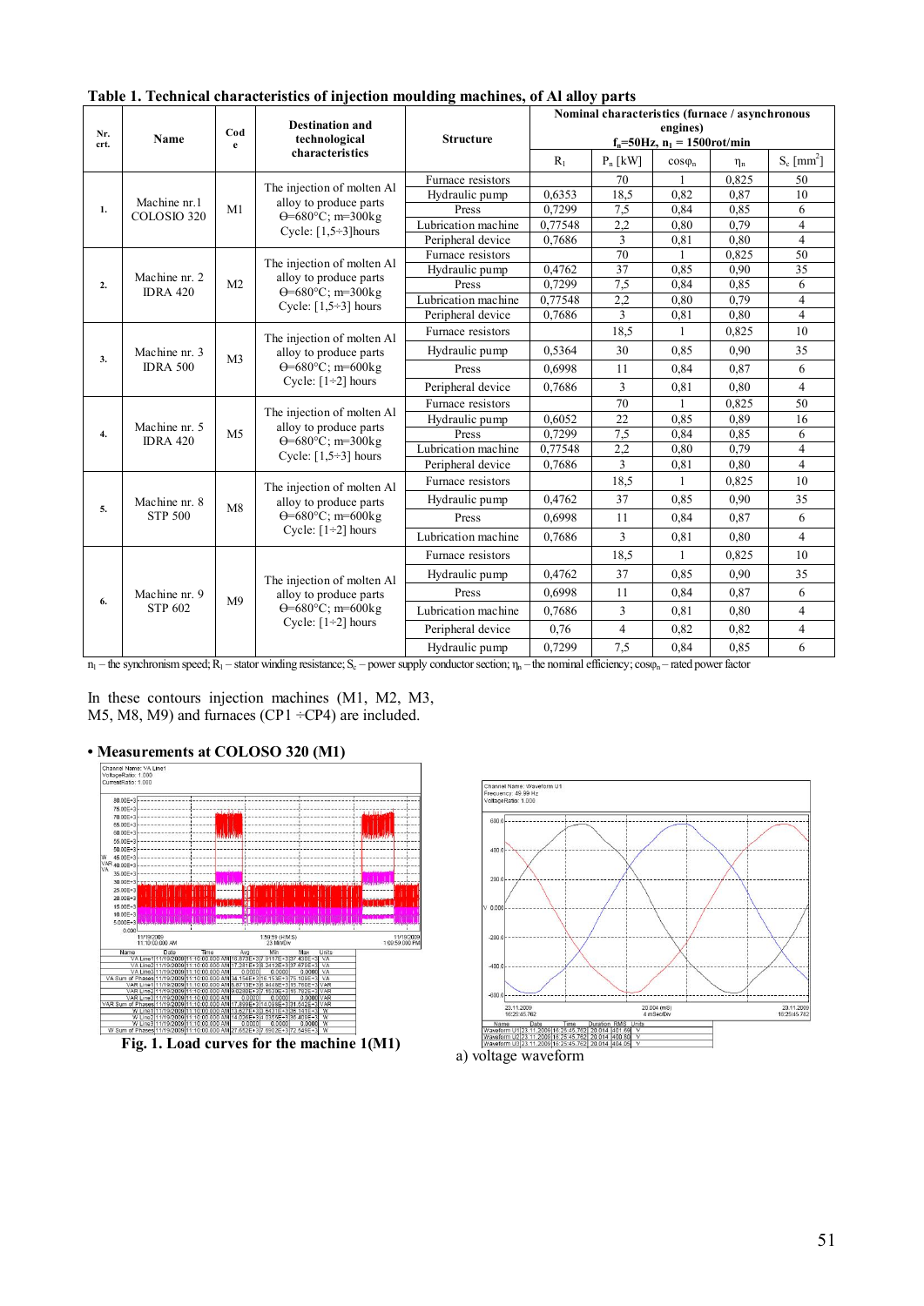**Table 1. Technical characteristics of injection moulding machines, of Al alloy parts**

| Nr. crt. | Name | Code | Destination and technological characteristics | Structure | Nominal characteristics (furnace / asynchronous engines) $f_n$=50Hz, $n_1$ = 1500rot/min | | | | |
|---|---|---|---|---|---|---|---|---|---|
| | | | | | $R_1$ | $P_n$ [kW] | $\cos\varphi_n$ | $\eta_n$ | $S_c$ [mm²] |
| 1. | Machine nr.1 COLOSIO 320 | M1 | The injection of molten Al alloy to produce parts Θ=680°C; m=300kg Cycle: [1,5÷3]hours | Furnace resistors | | 70 | 1 | 0,825 | 50 |
| | | | | Hydraulic pump | 0,6353 | 18,5 | 0,82 | 0,87 | 10 |
| | | | | Press | 0,7299 | 7,5 | 0,84 | 0,85 | 6 |
| | | | | Lubrication machine | 0,77548 | 2,2 | 0,80 | 0,79 | 4 |
| | | | | Peripheral device | 0,7686 | 3 | 0,81 | 0,80 | 4 |
| 2. | Machine nr. 2 IDRA 420 | M2 | The injection of molten Al alloy to produce parts Θ=680°C; m=300kg Cycle: [1,5÷3] hours | Furnace resistors | | 70 | 1 | 0,825 | 50 |
| | | | | Hydraulic pump | 0,4762 | 37 | 0,85 | 0,90 | 35 |
| | | | | Press | 0,7299 | 7,5 | 0,84 | 0,85 | 6 |
| | | | | Lubrication machine | 0,77548 | 2,2 | 0,80 | 0,79 | 4 |
| | | | | Peripheral device | 0,7686 | 3 | 0,81 | 0,80 | 4 |
| 3. | Machine nr. 3 IDRA 500 | M3 | The injection of molten Al alloy to produce parts Θ=680°C; m=600kg Cycle: [1÷2] hours | Furnace resistors | | 18,5 | 1 | 0,825 | 10 |
| | | | | Hydraulic pump | 0,5364 | 30 | 0,85 | 0,90 | 35 |
| | | | | Press | 0,6998 | 11 | 0,84 | 0,87 | 6 |
| | | | | Peripheral device | 0,7686 | 3 | 0,81 | 0,80 | 4 |
| 4. | Machine nr. 5 IDRA 420 | M5 | The injection of molten Al alloy to produce parts Θ=680°C; m=300kg Cycle: [1,5÷3] hours | Furnace resistors | | 70 | 1 | 0,825 | 50 |
| | | | | Hydraulic pump | 0,6052 | 22 | 0,85 | 0,89 | 16 |
| | | | | Press | 0,7299 | 7,5 | 0,84 | 0,85 | 6 |
| | | | | Lubrication machine | 0,77548 | 2,2 | 0,80 | 0,79 | 4 |
| | | | | Peripheral device | 0,7686 | 3 | 0,81 | 0,80 | 4 |
| 5. | Machine nr. 8 STP 500 | M8 | The injection of molten Al alloy to produce parts Θ=680°C; m=600kg Cycle: [1÷2] hours | Furnace resistors | | 18,5 | 1 | 0,825 | 10 |
| | | | | Hydraulic pump | 0,4762 | 37 | 0,85 | 0,90 | 35 |
| | | | | Press | 0,6998 | 11 | 0,84 | 0,87 | 6 |
| | | | | Lubrication machine | 0,7686 | 3 | 0,81 | 0,80 | 4 |
| 6. | Machine nr. 9 STP 602 | M9 | The injection of molten Al alloy to produce parts Θ=680°C; m=600kg Cycle: [1÷2] hours | Furnace resistors | | 18,5 | 1 | 0,825 | 10 |
| | | | | Hydraulic pump | 0,4762 | 37 | 0,85 | 0,90 | 35 |
| | | | | Press | 0,6998 | 11 | 0,84 | 0,87 | 6 |
| | | | | Lubrication machine | 0,7686 | 3 | 0,81 | 0,80 | 4 |
| | | | | Peripheral device | 0,76 | 4 | 0,82 | 0,82 | 4 |
| | | | | Hydraulic pump | 0,7299 | 7,5 | 0,84 | 0,85 | 6 |

$n_1$ – the synchronism speed; $R_1$ – stator winding resistance; $S_c$ – power supply conductor section; $\eta_n$ – the nominal efficiency; $\cos\varphi_n$ – rated power factor

In these contours injection machines (M1, M2, M3, M5, M8, M9) and furnaces (CP1 ÷CP4) are included.

- **Measurements at COLOSO 320 (M1)**

Fig. 1. Load curves for the machine 1(M1)

a) voltage waveform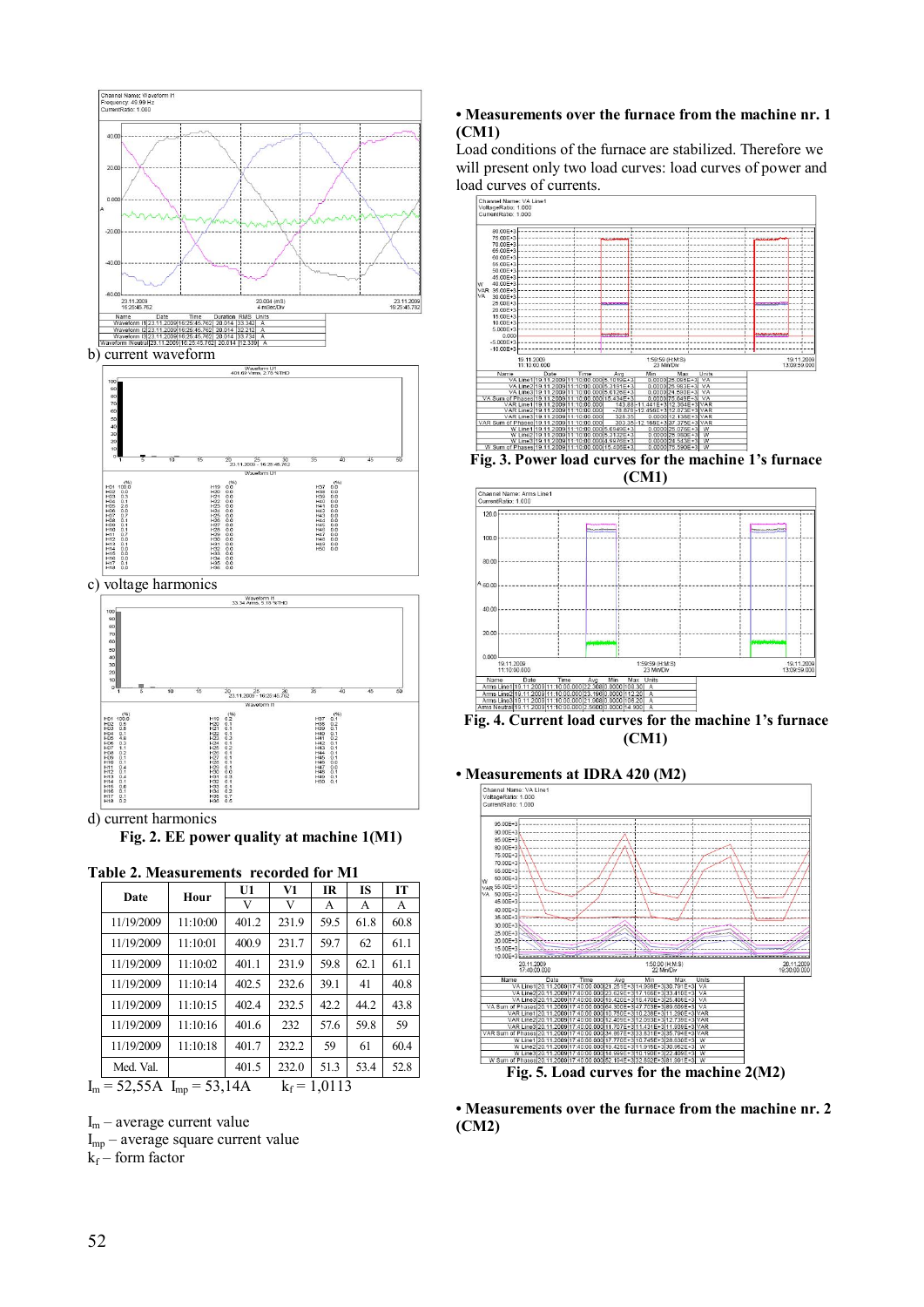b) current waveform

c) voltage harmonics

d) current harmonics

**Fig. 2. EE power quality at machine 1(M1)**

**Table 2. Measurements recorded for M1**

| Date | Hour | U1 | V1 | IR | IS | IT |
|---|---|---|---|---|---|---|
| | | V | V | A | A | A |
| 11/19/2009 | 11:10:00 | 401.2 | 231.9 | 59.5 | 61.8 | 60.8 |
| 11/19/2009 | 11:10:01 | 400.9 | 231.7 | 59.7 | 62 | 61.1 |
| 11/19/2009 | 11:10:02 | 401.1 | 231.9 | 59.8 | 62.1 | 61.1 |
| 11/19/2009 | 11:10:14 | 402.5 | 232.6 | 39.1 | 41 | 40.8 |
| 11/19/2009 | 11:10:15 | 402.4 | 232.5 | 42.2 | 44.2 | 43.8 |
| 11/19/2009 | 11:10:16 | 401.6 | 232 | 57.6 | 59.8 | 59 |
| 11/19/2009 | 11:10:18 | 401.7 | 232.2 | 59 | 61 | 60.4 |
| Med. Val. | | 401.5 | 232.0 | 51.3 | 53.4 | 52.8 |

$I_m$ = 52,55A $I_{mp}$ = 53,14A $k_f$ = 1,0113

$I_m$ – average current value
$I_{mp}$ – average square current value
$k_f$ – form factor

**• Measurements over the furnace from the machine nr. 1 (CM1)**

Load conditions of the furnace are stabilized. Therefore we will present only two load curves: load curves of power and load curves of currents.

**Fig. 3. Power load curves for the machine 1's furnace (CM1)**

**Fig. 4. Current load curves for the machine 1's furnace (CM1)**

**• Measurements at IDRA 420 (M2)**

**Fig. 5. Load curves for the machine 2(M2)**

**• Measurements over the furnace from the machine nr. 2 (CM2)**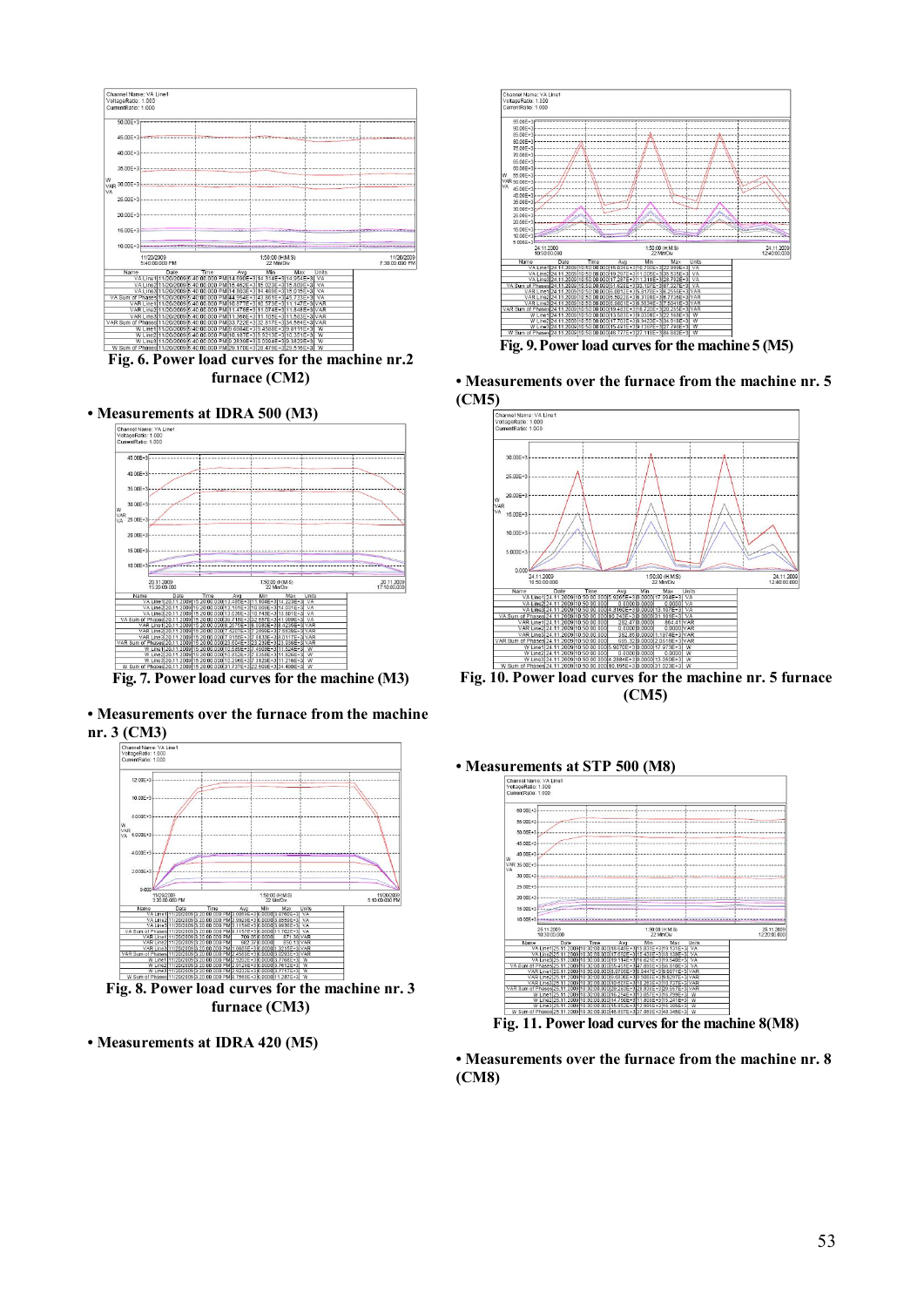Fig. 6. Power load curves for the machine nr.2 furnace (CM2)

- **Measurements at IDRA 500 (M3)**

Fig. 7. Power load curves for the machine (M3)

- **Measurements over the furnace from the machine nr. 3 (CM3)**

Fig. 8. Power load curves for the machine nr. 3 furnace (CM3)

- **Measurements at IDRA 420 (M5)**

Fig. 9. Power load curves for the machine 5 (M5)

- **Measurements over the furnace from the machine nr. 5 (CM5)**

Fig. 10. Power load curves for the machine nr. 5 furnace (CM5)

- **Measurements at STP 500 (M8)**

Fig. 11. Power load curves for the machine 8(M8)

- **Measurements over the furnace from the machine nr. 8 (CM8)**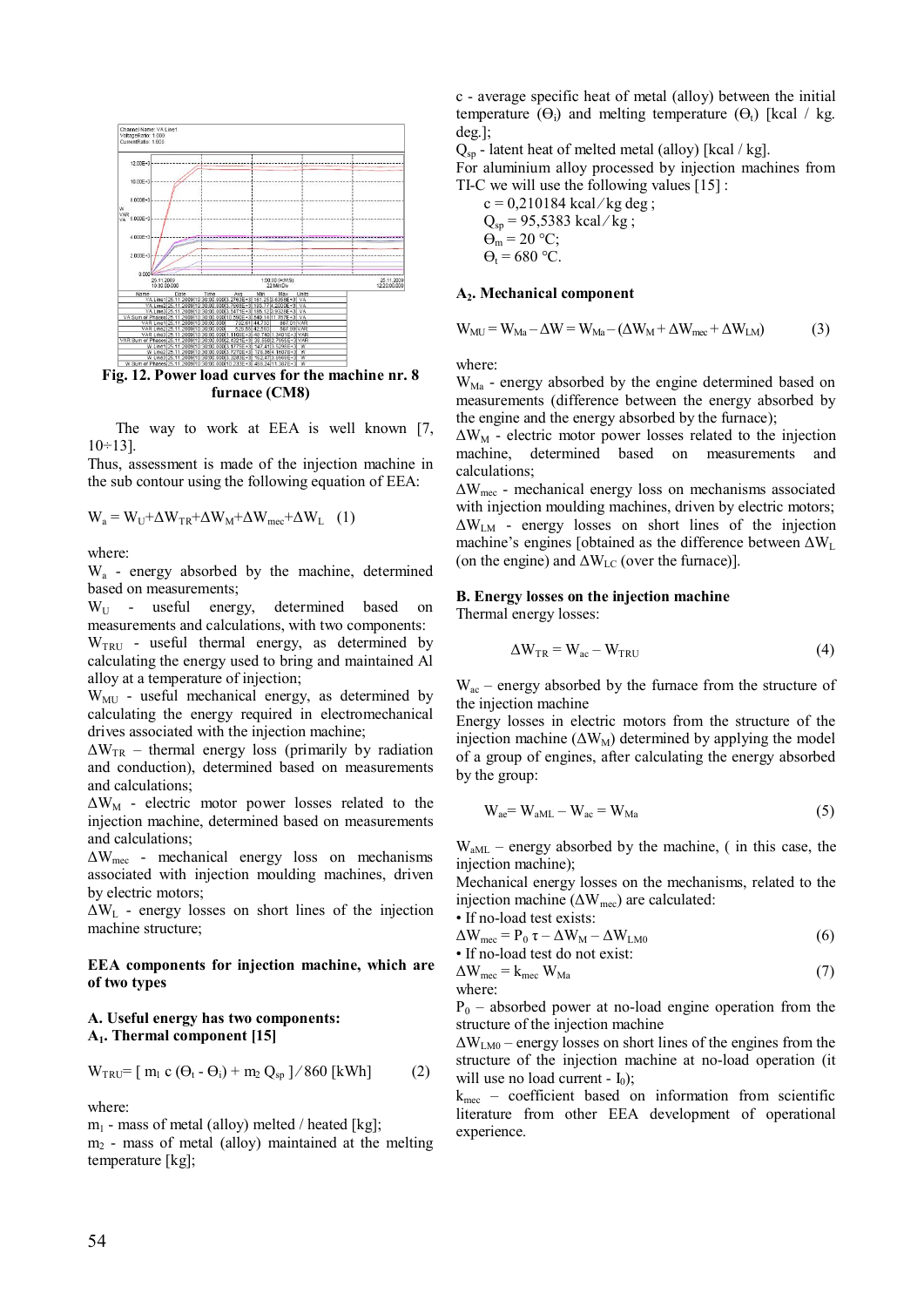Fig. 12. Power load curves for the machine nr. 8 furnace (CM8)

The way to work at EEA is well known [7, 10÷13].

Thus, assessment is made of the injection machine in the sub contour using the following equation of EEA:

$$W_a = W_U+\Delta W_{TR}+\Delta W_M+\Delta W_{mec}+\Delta W_L \quad (1)$$

where:

$W_a$ - energy absorbed by the machine, determined based on measurements;

$W_U$ - useful energy, determined based on measurements and calculations, with two components:

$W_{TRU}$ - useful thermal energy, as determined by calculating the energy used to bring and maintained Al alloy at a temperature of injection;

$W_{MU}$ - useful mechanical energy, as determined by calculating the energy required in electromechanical drives associated with the injection machine;

$\Delta W_{TR}$ – thermal energy loss (primarily by radiation and conduction), determined based on measurements and calculations;

$\Delta W_M$ - electric motor power losses related to the injection machine, determined based on measurements and calculations;

$\Delta W_{mec}$ - mechanical energy loss on mechanisms associated with injection moulding machines, driven by electric motors;

$\Delta W_L$ - energy losses on short lines of the injection machine structure;

**EEA components for injection machine, which are of two types**

**A. Useful energy has two components:**

**A$_1$. Thermal component [15]**

$$W_{TRU}= [\, m_1\, c\, (\Theta_t - \Theta_i) + m_2\, Q_{sp}\,] / 860 \text{ [kWh]} \quad (2)$$

where:

$m_1$ - mass of metal (alloy) melted / heated [kg];

$m_2$ - mass of metal (alloy) maintained at the melting temperature [kg];

c - average specific heat of metal (alloy) between the initial temperature ($\Theta_i$) and melting temperature ($\Theta_t$) [kcal / kg. deg.];

$Q_{sp}$ - latent heat of melted metal (alloy) [kcal / kg].

For aluminium alloy processed by injection machines from TI-C we will use the following values [15] :

$c = 0{,}210184$ kcal / kg deg ;

$Q_{sp} = 95{,}5383$ kcal / kg ;

$\Theta_m = 20$ °C;

$\Theta_t = 680$ °C.

**A$_2$. Mechanical component**

$$W_{MU} = W_{Ma} - \Delta W = W_{Ma} - (\Delta W_M + \Delta W_{mec} + \Delta W_{LM}) \quad (3)$$

where:

$W_{Ma}$ - energy absorbed by the engine determined based on measurements (difference between the energy absorbed by the engine and the energy absorbed by the furnace);

$\Delta W_M$ - electric motor power losses related to the injection machine, determined based on measurements and calculations;

$\Delta W_{mec}$ - mechanical energy loss on mechanisms associated with injection moulding machines, driven by electric motors;

$\Delta W_{LM}$ - energy losses on short lines of the injection machine's engines [obtained as the difference between $\Delta W_L$ (on the engine) and $\Delta W_{LC}$ (over the furnace)].

**B. Energy losses on the injection machine**

Thermal energy losses:

$$\Delta W_{TR} = W_{ac} - W_{TRU} \quad (4)$$

$W_{ac}$ – energy absorbed by the furnace from the structure of the injection machine

Energy losses in electric motors from the structure of the injection machine ($\Delta W_M$) determined by applying the model of a group of engines, after calculating the energy absorbed by the group:

$$W_{ae}= W_{aML} - W_{ac} = W_{Ma} \quad (5)$$

$W_{aML}$ – energy absorbed by the machine, ( in this case, the injection machine);

Mechanical energy losses on the mechanisms, related to the injection machine ($\Delta W_{mec}$) are calculated:

• If no-load test exists:

$$\Delta W_{mec} = P_0\, \tau - \Delta W_M - \Delta W_{LM0} \quad (6)$$

• If no-load test do not exist:

$$\Delta W_{mec} = k_{mec}\, W_{Ma} \quad (7)$$

where:

$P_0$ – absorbed power at no-load engine operation from the structure of the injection machine

$\Delta W_{LM0}$ – energy losses on short lines of the engines from the structure of the injection machine at no-load operation (it will use no load current - $I_0$);

$k_{mec}$ – coefficient based on information from scientific literature from other EEA development of operational experience.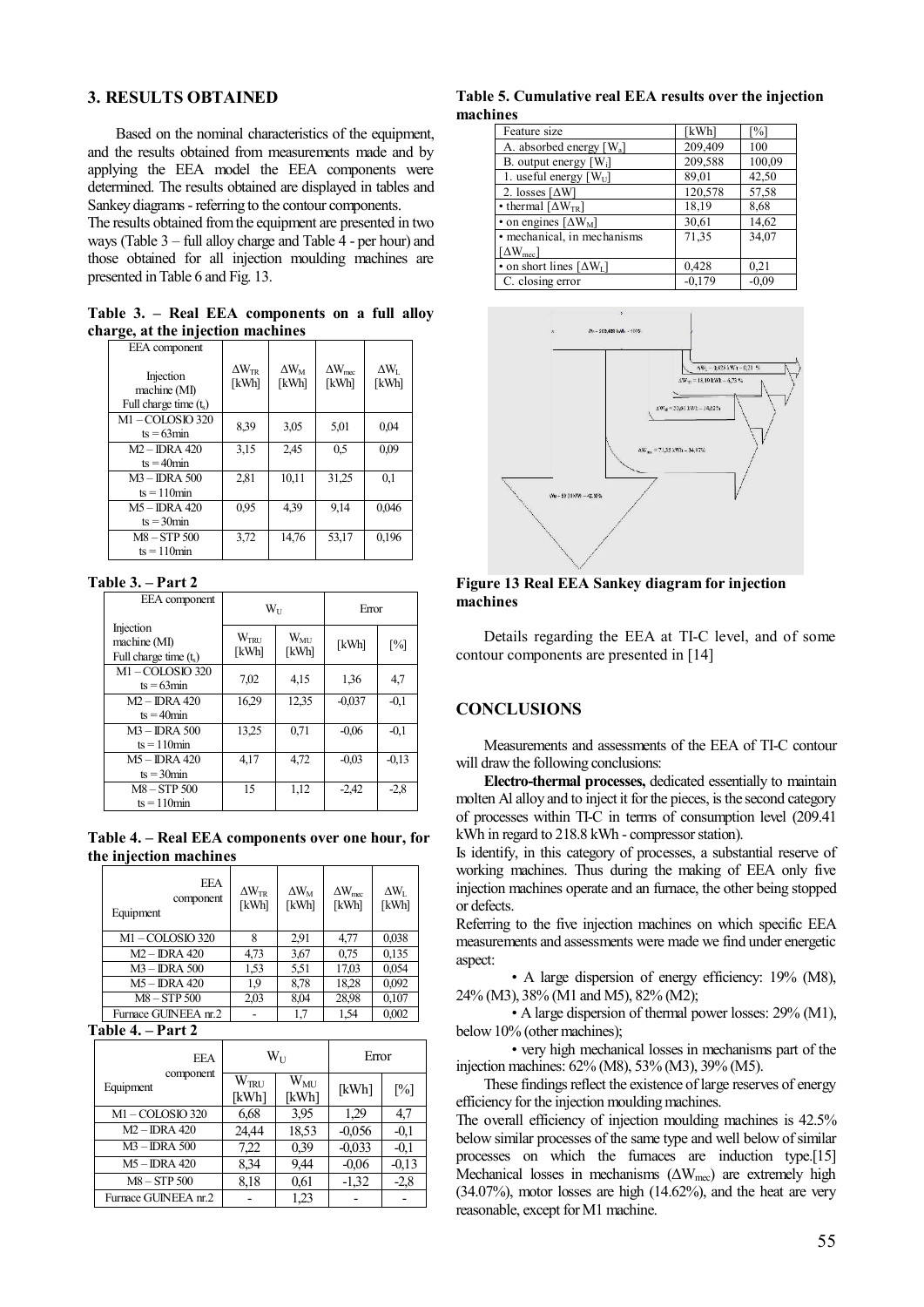## 3. RESULTS OBTAINED

Based on the nominal characteristics of the equipment, and the results obtained from measurements made and by applying the EEA model the EEA components were determined. The results obtained are displayed in tables and Sankey diagrams - referring to the contour components.

The results obtained from the equipment are presented in two ways (Table 3 – full alloy charge and Table 4 - per hour) and those obtained for all injection moulding machines are presented in Table 6 and Fig. 13.

**Table 3. – Real EEA components on a full alloy charge, at the injection machines**

| EEA component / Injection machine (MI) Full charge time ($t_s$) | $\Delta W_{TR}$ [kWh] | $\Delta W_M$ [kWh] | $\Delta W_{mec}$ [kWh] | $\Delta W_L$ [kWh] |
|---|---|---|---|---|
| M1 – COLOSIO 320 ts = 63min | 8,39 | 3,05 | 5,01 | 0,04 |
| M2 – IDRA 420 ts = 40min | 3,15 | 2,45 | 0,5 | 0,09 |
| M3 – IDRA 500 ts = 110min | 2,81 | 10,11 | 31,25 | 0,1 |
| M5 – IDRA 420 ts = 30min | 0,95 | 4,39 | 9,14 | 0,046 |
| M8 – STP 500 ts = 110min | 3,72 | 14,76 | 53,17 | 0,196 |

**Table 3. – Part 2**

| EEA component / Injection machine (MI) Full charge time ($t_s$) | $W_U$ | | Error | |
|---|---|---|---|---|
| | $W_{TRU}$ [kWh] | $W_{MU}$ [kWh] | [kWh] | [%] |
| M1 – COLOSIO 320 ts = 63min | 7,02 | 4,15 | 1,36 | 4,7 |
| M2 – IDRA 420 ts = 40min | 16,29 | 12,35 | -0,037 | -0,1 |
| M3 – IDRA 500 ts = 110min | 13,25 | 0,71 | -0,06 | -0,1 |
| M5 – IDRA 420 ts = 30min | 4,17 | 4,72 | -0,03 | -0,13 |
| M8 – STP 500 ts = 110min | 15 | 1,12 | -2,42 | -2,8 |

**Table 4. – Real EEA components over one hour, for the injection machines**

| EEA component / Equipment | $\Delta W_{TR}$ [kWh] | $\Delta W_M$ [kWh] | $\Delta W_{mec}$ [kWh] | $\Delta W_L$ [kWh] |
|---|---|---|---|---|
| M1 – COLOSIO 320 | 8 | 2,91 | 4,77 | 0,038 |
| M2 – IDRA 420 | 4,73 | 3,67 | 0,75 | 0,135 |
| M3 – IDRA 500 | 1,53 | 5,51 | 17,03 | 0,054 |
| M5 – IDRA 420 | 1,9 | 8,78 | 18,28 | 0,092 |
| M8 – STP 500 | 2,03 | 8,04 | 28,98 | 0,107 |
| Furnace GUINEEA nr.2 | - | 1,7 | 1,54 | 0,002 |

**Table 4. – Part 2**

| EEA component / Equipment | $W_U$ | | Error | |
|---|---|---|---|---|
| | $W_{TRU}$ [kWh] | $W_{MU}$ [kWh] | [kWh] | [%] |
| M1 – COLOSIO 320 | 6,68 | 3,95 | 1,29 | 4,7 |
| M2 – IDRA 420 | 24,44 | 18,53 | -0,056 | -0,1 |
| M3 – IDRA 500 | 7,22 | 0,39 | -0,033 | -0,1 |
| M5 – IDRA 420 | 8,34 | 9,44 | -0,06 | -0,13 |
| M8 – STP 500 | 8,18 | 0,61 | -1,32 | -2,8 |
| Furnace GUINEEA nr.2 | - | 1,23 | - | - |

**Table 5. Cumulative real EEA results over the injection machines**

| Feature size | [kWh] | [%] |
|---|---|---|
| A. absorbed energy [$W_a$] | 209,409 | 100 |
| B. output energy [$W_i$] | 209,588 | 100,09 |
| 1. useful energy [$W_U$] | 89,01 | 42,50 |
| 2. losses [$\Delta W$] | 120,578 | 57,58 |
| • thermal [$\Delta W_{TR}$] | 18,19 | 8,68 |
| • on engines [$\Delta W_M$] | 30,61 | 14,62 |
| • mechanical, in mechanisms [$\Delta W_{mec}$] | 71,35 | 34,07 |
| • on short lines [$\Delta W_L$] | 0,428 | 0,21 |
| C. closing error | -0,179 | -0,09 |

**Figure 13 Real EEA Sankey diagram for injection machines**

Details regarding the EEA at TI-C level, and of some contour components are presented in [14]

## CONCLUSIONS

Measurements and assessments of the EEA of TI-C contour will draw the following conclusions:

**Electro-thermal processes,** dedicated essentially to maintain molten Al alloy and to inject it for the pieces, is the second category of processes within TI-C in terms of consumption level (209.41 kWh in regard to 218.8 kWh - compressor station).

Is identify, in this category of processes, a substantial reserve of working machines. Thus during the making of EEA only five injection machines operate and an furnace, the other being stopped or defects.

Referring to the five injection machines on which specific EEA measurements and assessments were made we find under energetic aspect:

• A large dispersion of energy efficiency: 19% (M8), 24% (M3), 38% (M1 and M5), 82% (M2);

• A large dispersion of thermal power losses: 29% (M1), below 10% (other machines);

• very high mechanical losses in mechanisms part of the injection machines: 62% (M8), 53% (M3), 39% (M5).

These findings reflect the existence of large reserves of energy efficiency for the injection moulding machines.

The overall efficiency of injection moulding machines is 42.5% below similar processes of the same type and well below of similar processes on which the furnaces are induction type.[15] Mechanical losses in mechanisms ($\Delta W_{mec}$) are extremely high (34.07%), motor losses are high (14.62%), and the heat are very reasonable, except for M1 machine.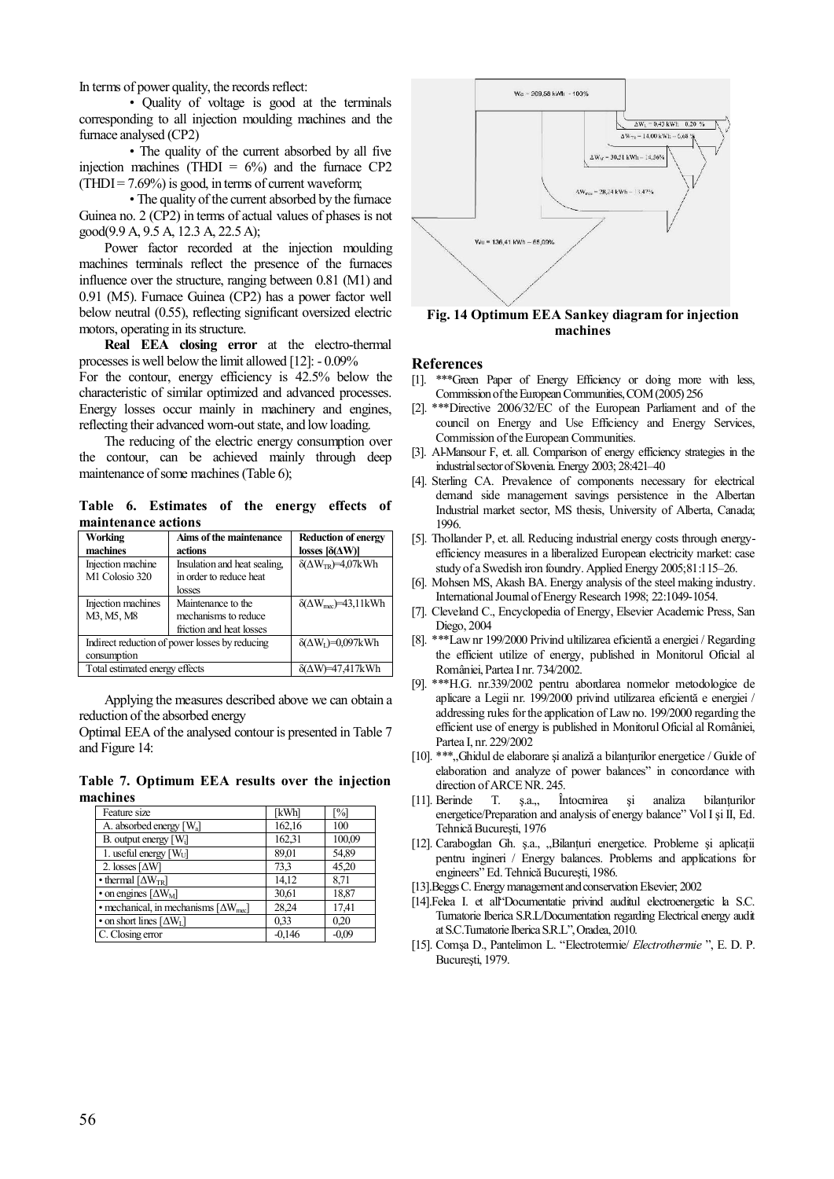In terms of power quality, the records reflect:

• Quality of voltage is good at the terminals corresponding to all injection moulding machines and the furnace analysed (CP2)

• The quality of the current absorbed by all five injection machines (THDI = 6%) and the furnace CP2 (THDI = 7.69%) is good, in terms of current waveform;

• The quality of the current absorbed by the furnace Guinea no. 2 (CP2) in terms of actual values of phases is not good(9.9 A, 9.5 A, 12.3 A, 22.5 A);

Power factor recorded at the injection moulding machines terminals reflect the presence of the furnaces influence over the structure, ranging between 0.81 (M1) and 0.91 (M5). Furnace Guinea (CP2) has a power factor well below neutral (0.55), reflecting significant oversized electric motors, operating in its structure.

**Real EEA closing error** at the electro-thermal processes is well below the limit allowed [12]: - 0.09%

For the contour, energy efficiency is 42.5% below the characteristic of similar optimized and advanced processes. Energy losses occur mainly in machinery and engines, reflecting their advanced worn-out state, and low loading.

The reducing of the electric energy consumption over the contour, can be achieved mainly through deep maintenance of some machines (Table 6);

**Table 6. Estimates of the energy effects of maintenance actions**

| Working machines | Aims of the maintenance actions | Reduction of energy losses [$\delta(\Delta W)$] |
|---|---|---|
| Injection machine M1 Colosio 320 | Insulation and heat sealing, in order to reduce heat losses | $\delta(\Delta W_{TR})$=4,07kWh |
| Injection machines M3, M5, M8 | Maintenance to the mechanisms to reduce friction and heat losses | $\delta(\Delta W_{mec})$=43,11kWh |
| Indirect reduction of power losses by reducing consumption | | $\delta(\Delta W_L)$=0,097kWh |
| Total estimated energy effects | | $\delta(\Delta W)$=47,417kWh |

Applying the measures described above we can obtain a reduction of the absorbed energy

Optimal EEA of the analysed contour is presented in Table 7 and Figure 14:

**Table 7. Optimum EEA results over the injection machines**

| Feature size | [kWh] | [%] |
|---|---|---|
| A. absorbed energy [$W_a$] | 162,16 | 100 |
| B. output energy [$W_i$] | 162,31 | 100,09 |
| 1. useful energy [$W_U$] | 89,01 | 54,89 |
| 2. losses [$\Delta W$] | 73,3 | 45,20 |
| • thermal [$\Delta W_{TR}$] | 14,12 | 8,71 |
| • on engines [$\Delta W_M$] | 30,61 | 18,87 |
| • mechanical, in mechanisms [$\Delta W_{mec}$] | 28,24 | 17,41 |
| • on short lines [$\Delta W_L$] | 0,33 | 0,20 |
| C. Closing error | -0,146 | -0,09 |

Wa = 209,58 kWh - 100%

ΔWL = 0,43 kWh - 0,20 %

ΔWTR = 14,00 kWh - 6,68 %

ΔWM = 30,51 kWh - 14,56%

ΔWmec = 28,24 kWh - 13,47%

WU = 136,41 kWh - 65,09%

**Fig. 14 Optimum EEA Sankey diagram for injection machines**

## References

[1]. ***Green Paper of Energy Efficiency or doing more with less, Commission of the European Communities, COM (2005) 256

[2]. ***Directive 2006/32/EC of the European Parliament and of the council on Energy and Use Efficiency and Energy Services, Commission of the European Communities.

[3]. Al-Mansour F, et. all. Comparison of energy efficiency strategies in the industrial sector of Slovenia. Energy 2003; 28:421–40

[4]. Sterling CA. Prevalence of components necessary for electrical demand side management savings persistence in the Albertan Industrial market sector, MS thesis, University of Alberta, Canada; 1996.

[5]. Thollander P, et. all. Reducing industrial energy costs through energy-efficiency measures in a liberalized European electricity market: case study of a Swedish iron foundry. Applied Energy 2005;81:115–26.

[6]. Mohsen MS, Akash BA. Energy analysis of the steel making industry. International Journal of Energy Research 1998; 22:1049-1054.

[7]. Cleveland C., Encyclopedia of Energy, Elsevier Academic Press, San Diego, 2004

[8]. ***Law nr 199/2000 Privind ultilizarea eficientă a energiei / Regarding the efficient utilize of energy, published in Monitorul Oficial al României, Partea I nr. 734/2002.

[9]. ***H.G. nr.339/2002 pentru abordarea normelor metodologice de aplicare a Legii nr. 199/2000 privind utilizarea eficientă e energiei / addressing rules for the application of Law no. 199/2000 regarding the efficient use of energy is published in Monitorul Oficial al României, Partea I, nr. 229/2002

[10]. ***„Ghidul de elaborare şi analiză a bilanţurilor energetice / Guide of elaboration and analyze of power balances" in concordance with direction of ARCE NR. 245.

[11]. Berinde T. ş.a.„ Întocmirea şi analiza bilanţurilor energetice/Preparation and analysis of energy balance" Vol I şi II, Ed. Tehnică Bucureşti, 1976

[12]. Carabogdan Gh. ş.a., „Bilanţuri energetice. Probleme şi aplicaţii pentru ingineri / Energy balances. Problems and applications for engineers" Ed. Tehnică Bucureşti, 1986.

[13].Beggs C. Energy management and conservation Elsevier; 2002

[14].Felea I. et all"Documentatie privind auditul electroenergetic la S.C. Turnatorie Iberica S.R.L/Documentation regarding Electrical energy audit at S.C.Turnatorie Iberica S.R.L", Oradea, 2010.

[15]. Comşa D., Pantelimon L. "Electrotermie/ *Electrothermie* ", E. D. P. Bucureşti, 1979.